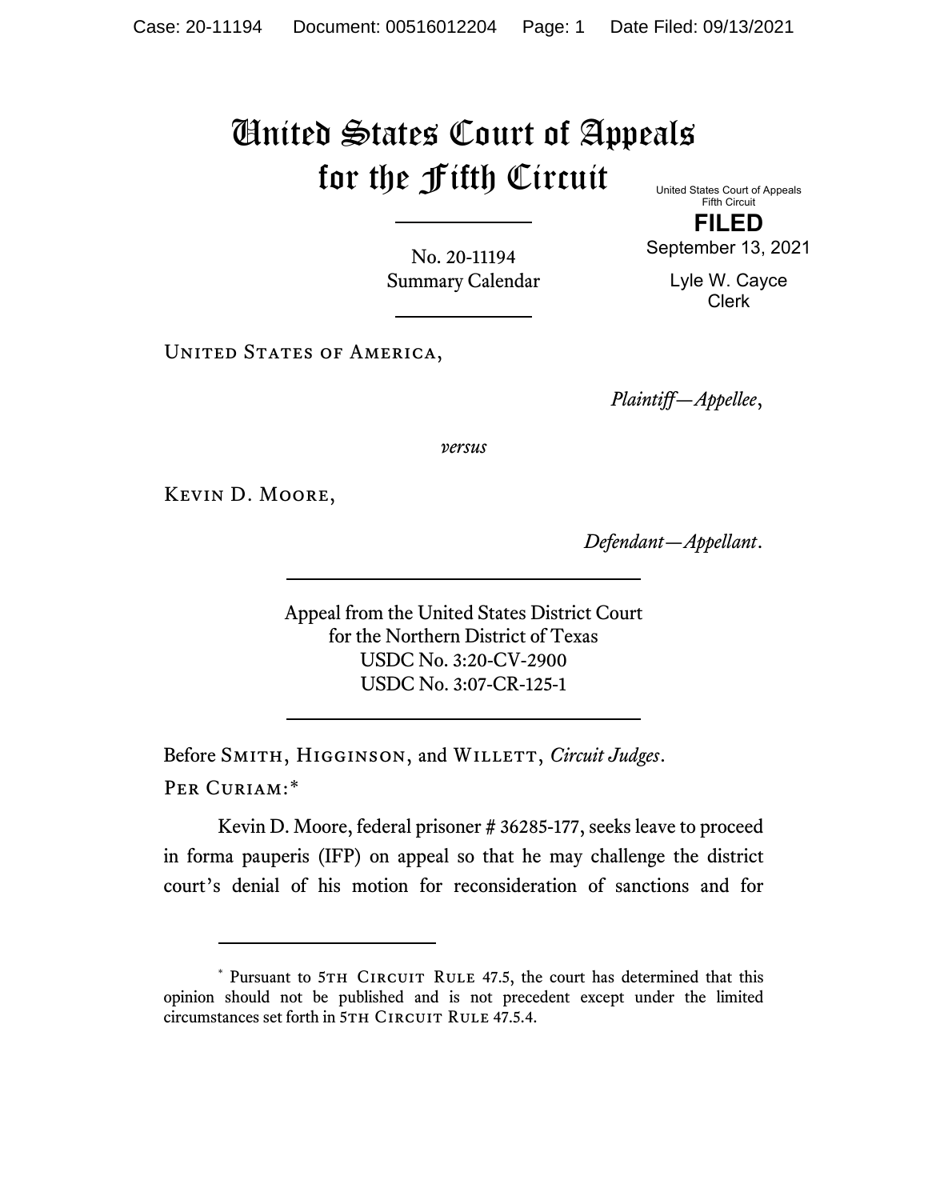# United States Court of Appeals for the Fifth Circuit

United States Court of Appeals
Fifth Circuit

**FILED**

September 13, 2021

Lyle W. Cayce
Clerk

No. 20-11194
Summary Calendar

---

United States of America,

*Plaintiff—Appellee*,

*versus*

Kevin D. Moore,

*Defendant—Appellant*.

---

Appeal from the United States District Court
for the Northern District of Texas
USDC No. 3:20-CV-2900
USDC No. 3:07-CR-125-1

---

Before Smith, Higginson, and Willett, *Circuit Judges*.

Per Curiam:*

Kevin D. Moore, federal prisoner # 36285-177, seeks leave to proceed in forma pauperis (IFP) on appeal so that he may challenge the district court's denial of his motion for reconsideration of sanctions and for

---

\* Pursuant to 5th Circuit Rule 47.5, the court has determined that this opinion should not be published and is not precedent except under the limited circumstances set forth in 5th Circuit Rule 47.5.4.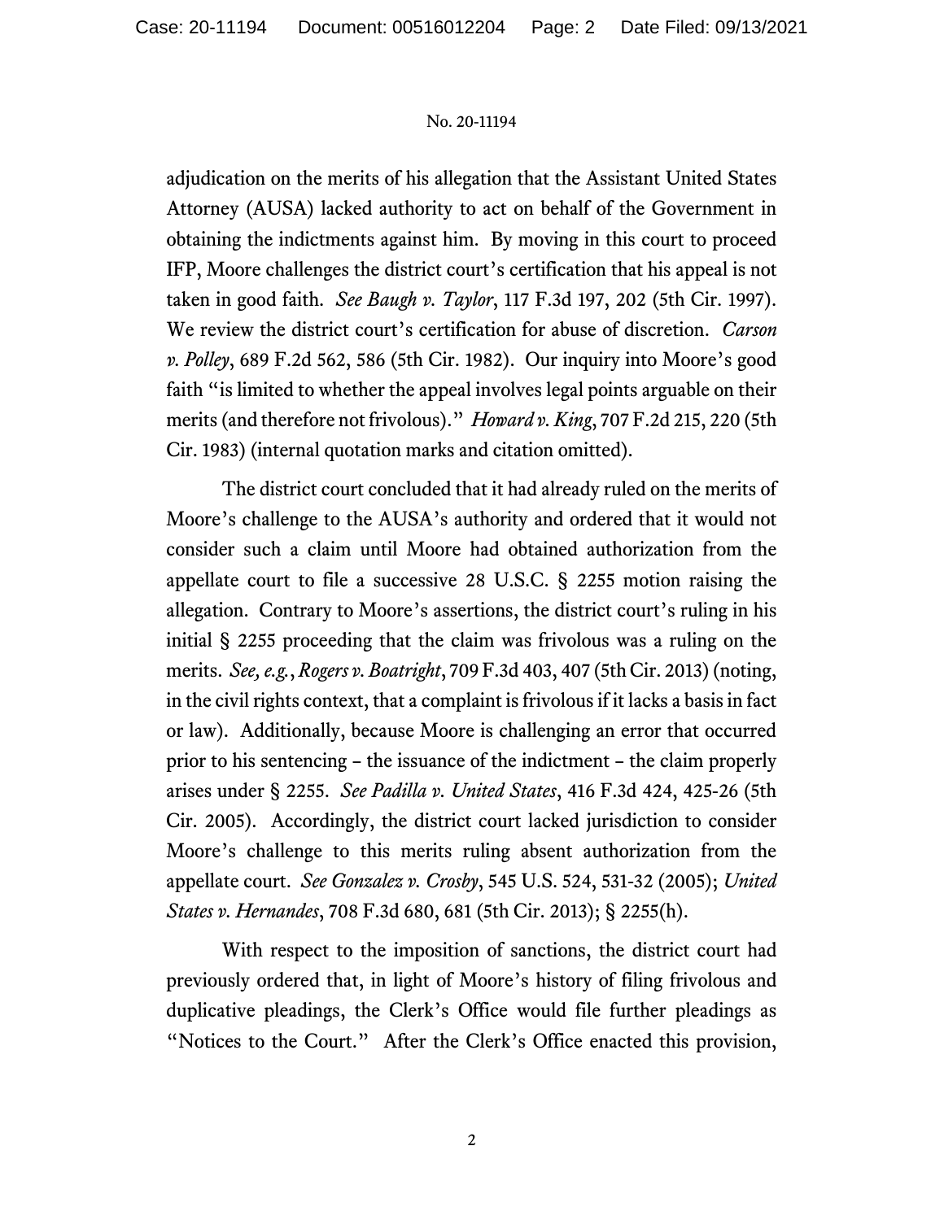adjudication on the merits of his allegation that the Assistant United States Attorney (AUSA) lacked authority to act on behalf of the Government in obtaining the indictments against him. By moving in this court to proceed IFP, Moore challenges the district court's certification that his appeal is not taken in good faith. *See Baugh v. Taylor*, 117 F.3d 197, 202 (5th Cir. 1997). We review the district court's certification for abuse of discretion. *Carson v. Polley*, 689 F.2d 562, 586 (5th Cir. 1982). Our inquiry into Moore's good faith "is limited to whether the appeal involves legal points arguable on their merits (and therefore not frivolous)." *Howard v. King*, 707 F.2d 215, 220 (5th Cir. 1983) (internal quotation marks and citation omitted).

The district court concluded that it had already ruled on the merits of Moore's challenge to the AUSA's authority and ordered that it would not consider such a claim until Moore had obtained authorization from the appellate court to file a successive 28 U.S.C. § 2255 motion raising the allegation. Contrary to Moore's assertions, the district court's ruling in his initial § 2255 proceeding that the claim was frivolous was a ruling on the merits. *See, e.g.*, *Rogers v. Boatright*, 709 F.3d 403, 407 (5th Cir. 2013) (noting, in the civil rights context, that a complaint is frivolous if it lacks a basis in fact or law). Additionally, because Moore is challenging an error that occurred prior to his sentencing – the issuance of the indictment – the claim properly arises under § 2255. *See Padilla v. United States*, 416 F.3d 424, 425-26 (5th Cir. 2005). Accordingly, the district court lacked jurisdiction to consider Moore's challenge to this merits ruling absent authorization from the appellate court. *See Gonzalez v. Crosby*, 545 U.S. 524, 531-32 (2005); *United States v. Hernandes*, 708 F.3d 680, 681 (5th Cir. 2013); § 2255(h).

With respect to the imposition of sanctions, the district court had previously ordered that, in light of Moore's history of filing frivolous and duplicative pleadings, the Clerk's Office would file further pleadings as "Notices to the Court." After the Clerk's Office enacted this provision,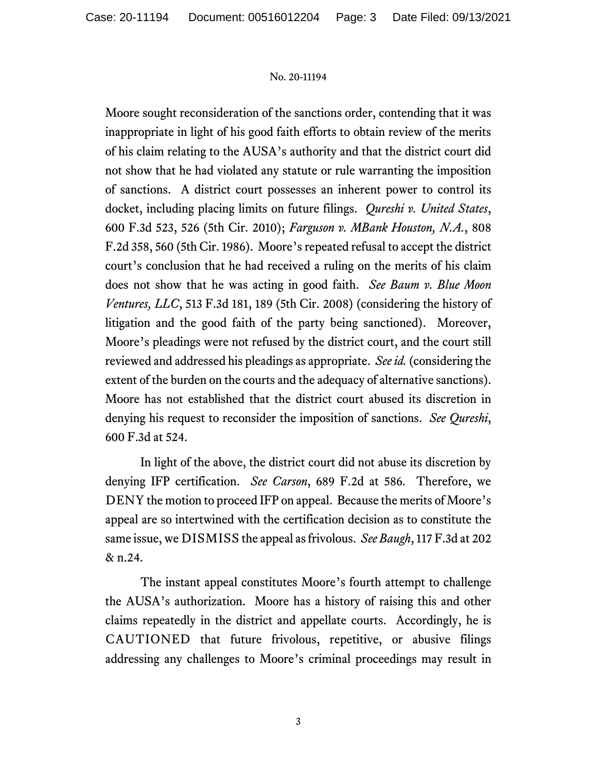Moore sought reconsideration of the sanctions order, contending that it was inappropriate in light of his good faith efforts to obtain review of the merits of his claim relating to the AUSA's authority and that the district court did not show that he had violated any statute or rule warranting the imposition of sanctions. A district court possesses an inherent power to control its docket, including placing limits on future filings. *Qureshi v. United States*, 600 F.3d 523, 526 (5th Cir. 2010); *Farguson v. MBank Houston, N.A.*, 808 F.2d 358, 560 (5th Cir. 1986). Moore's repeated refusal to accept the district court's conclusion that he had received a ruling on the merits of his claim does not show that he was acting in good faith. *See Baum v. Blue Moon Ventures, LLC*, 513 F.3d 181, 189 (5th Cir. 2008) (considering the history of litigation and the good faith of the party being sanctioned). Moreover, Moore's pleadings were not refused by the district court, and the court still reviewed and addressed his pleadings as appropriate. *See id.* (considering the extent of the burden on the courts and the adequacy of alternative sanctions). Moore has not established that the district court abused its discretion in denying his request to reconsider the imposition of sanctions. *See Qureshi*, 600 F.3d at 524.

In light of the above, the district court did not abuse its discretion by denying IFP certification. *See Carson*, 689 F.2d at 586. Therefore, we DENY the motion to proceed IFP on appeal. Because the merits of Moore's appeal are so intertwined with the certification decision as to constitute the same issue, we DISMISS the appeal as frivolous. *See Baugh*, 117 F.3d at 202 & n.24.

The instant appeal constitutes Moore's fourth attempt to challenge the AUSA's authorization. Moore has a history of raising this and other claims repeatedly in the district and appellate courts. Accordingly, he is CAUTIONED that future frivolous, repetitive, or abusive filings addressing any challenges to Moore's criminal proceedings may result in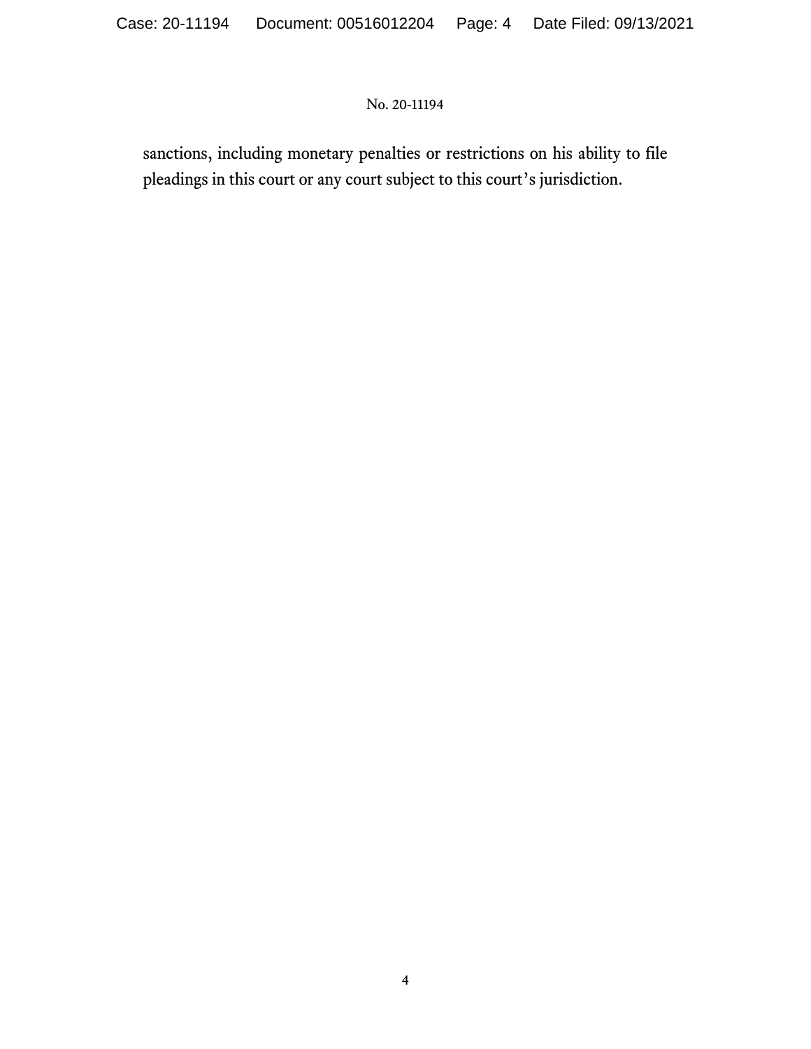sanctions, including monetary penalties or restrictions on his ability to file pleadings in this court or any court subject to this court's jurisdiction.